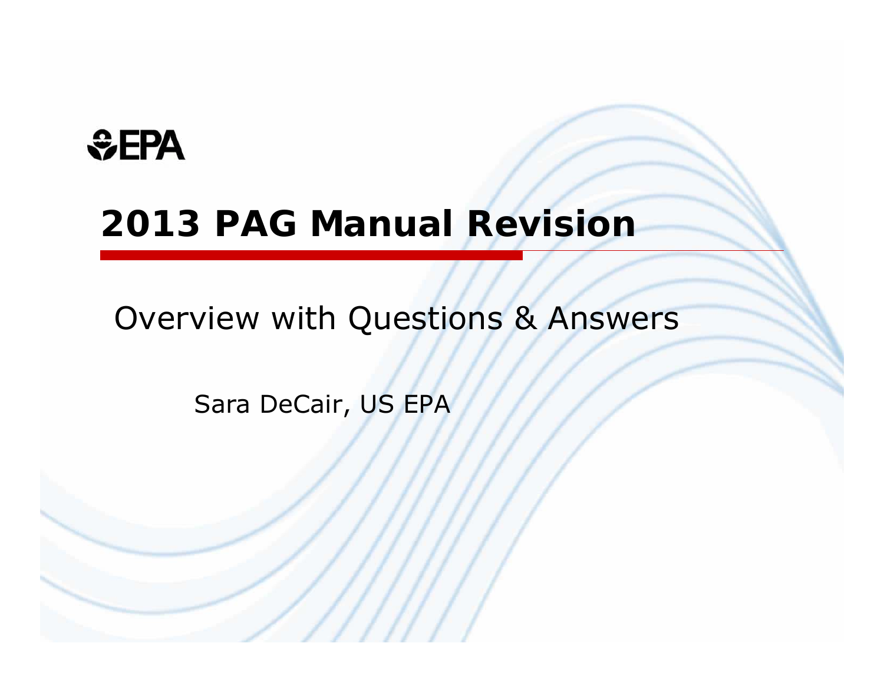EPA

# 2013 PAG Manual Revision

Overview with Questions & Answers

Sara DeCair, US EPA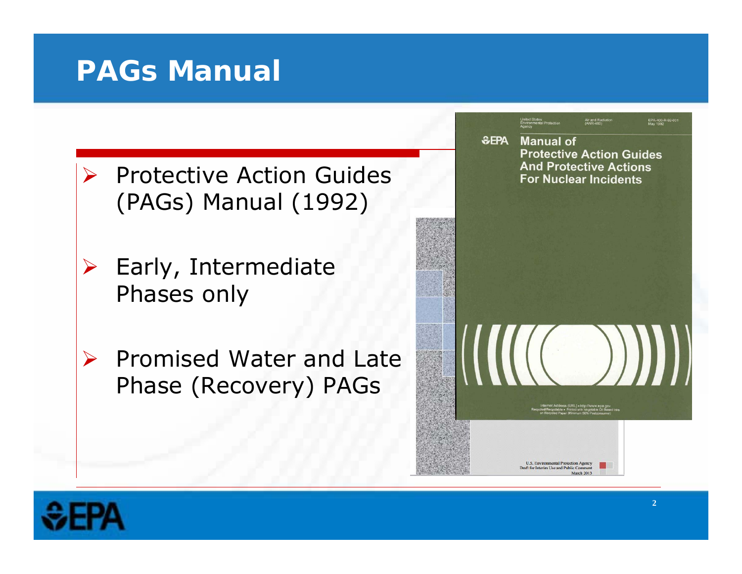# PAGs Manual

- Protective Action Guides (PAGs) Manual (1992)
- Early, Intermediate Phases only
- Promised Water and Late Phase (Recovery) PAGs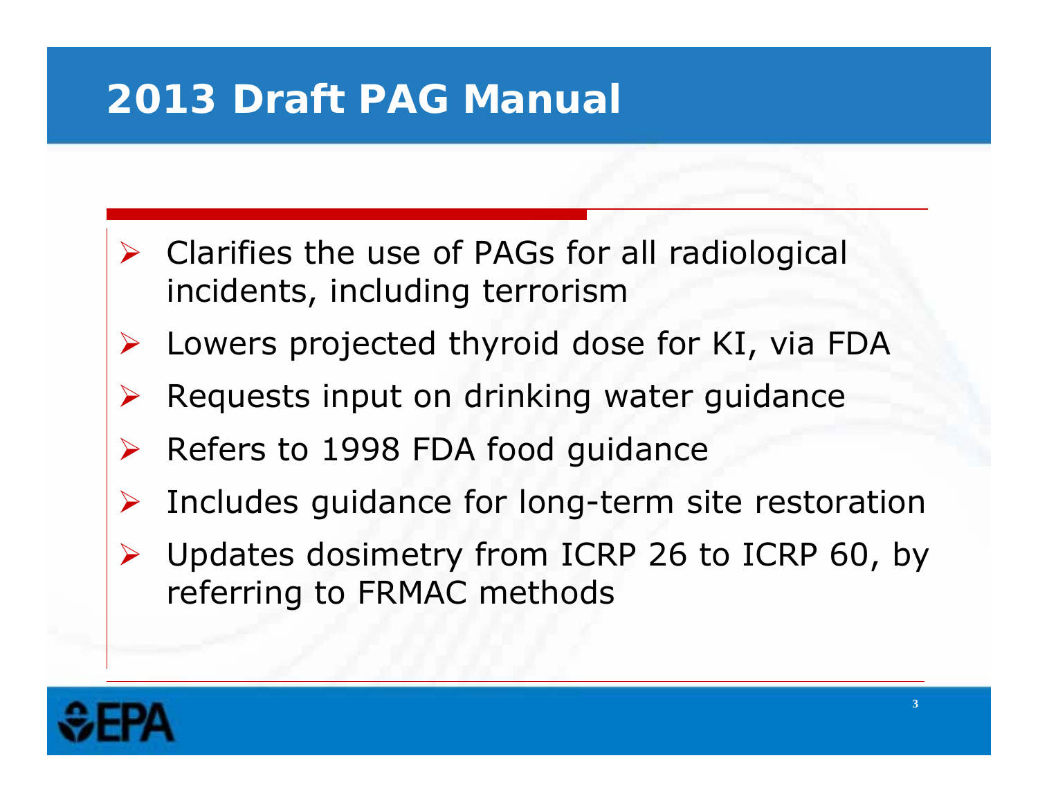# 2013 Draft PAG Manual

- Clarifies the use of PAGs for all radiological incidents, including terrorism
- Lowers projected thyroid dose for KI, via FDA
- Requests input on drinking water guidance
- Refers to 1998 FDA food guidance
- Includes guidance for long-term site restoration
- Updates dosimetry from ICRP 26 to ICRP 60, by referring to FRMAC methods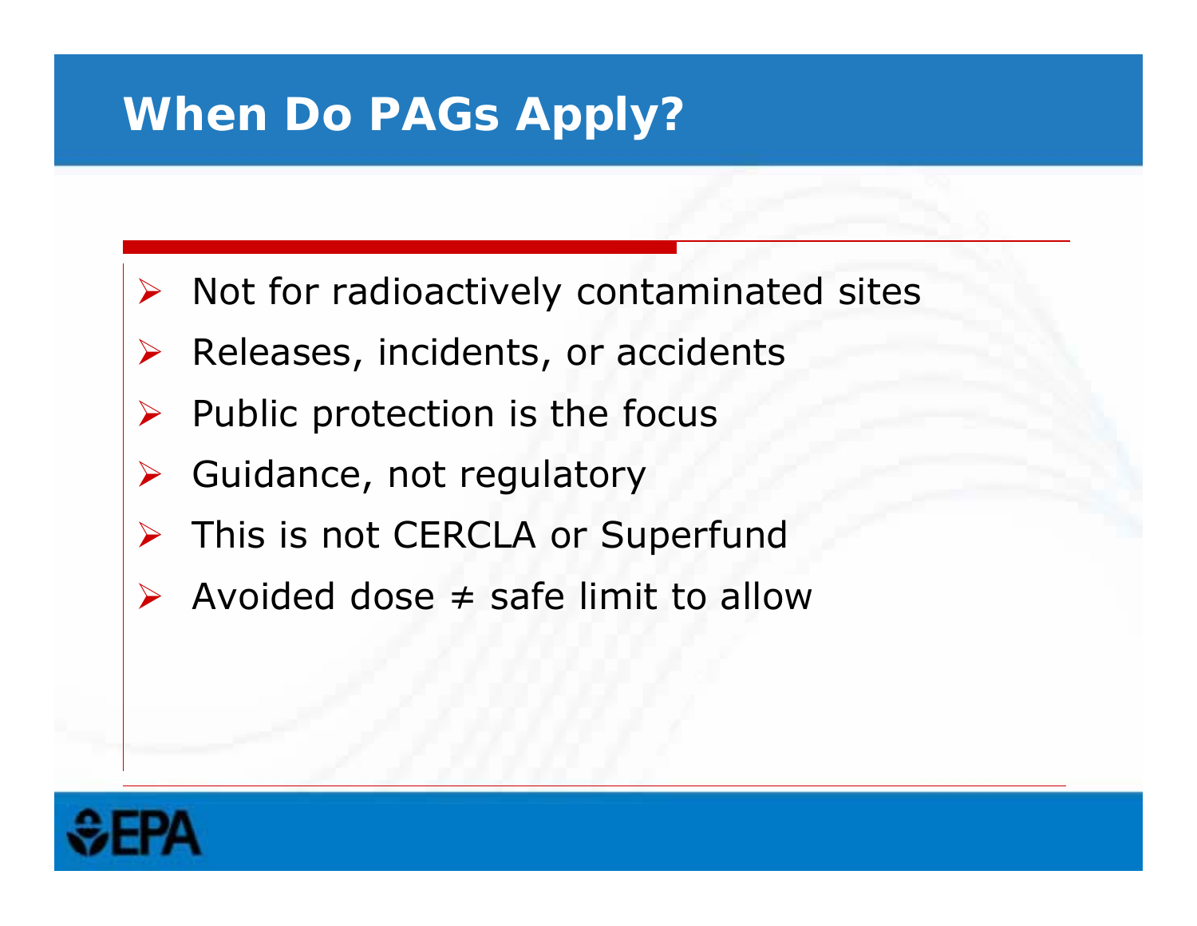# When Do PAGs Apply?

- Not for radioactively contaminated sites
- Releases, incidents, or accidents
- Public protection is the focus
- Guidance, not regulatory
- This is not CERCLA or Superfund
- Avoided dose ≠ safe limit to allow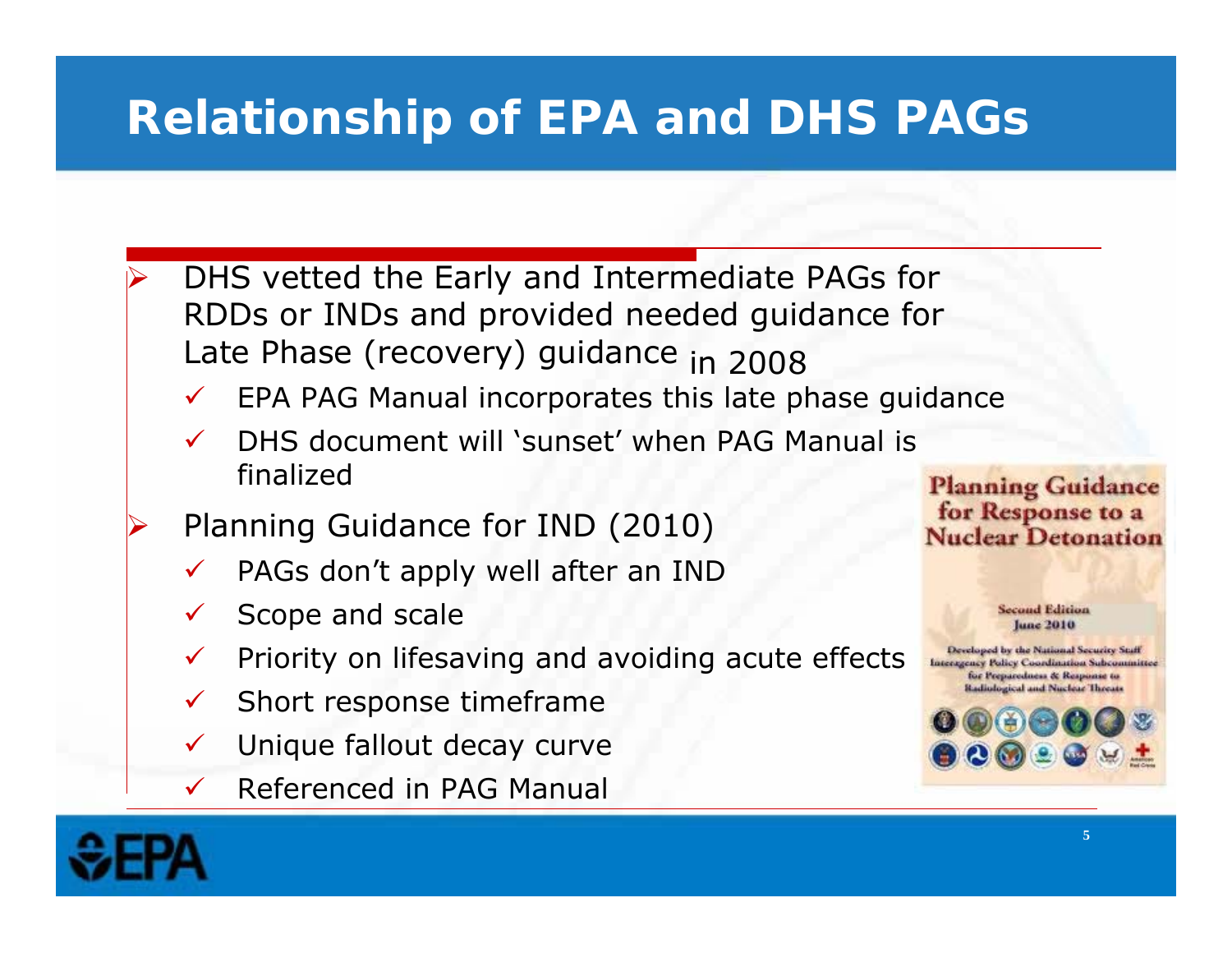# Relationship of EPA and DHS PAGs

- DHS vetted the Early and Intermediate PAGs for RDDs or INDs and provided needed guidance for Late Phase (recovery) guidance in 2008
  - ✓ EPA PAG Manual incorporates this late phase guidance
  - ✓ DHS document will 'sunset' when PAG Manual is finalized
- Planning Guidance for IND (2010)
  - ✓ PAGs don't apply well after an IND
  - ✓ Scope and scale
  - ✓ Priority on lifesaving and avoiding acute effects
  - ✓ Short response timeframe
  - ✓ Unique fallout decay curve
  - ✓ Referenced in PAG Manual

**Planning Guidance for Response to a Nuclear Detonation**

Second Edition
June 2010

Developed by the National Security Staff Interagency Policy Coordination Subcommittee for Preparedness & Response to Radiological and Nuclear Threats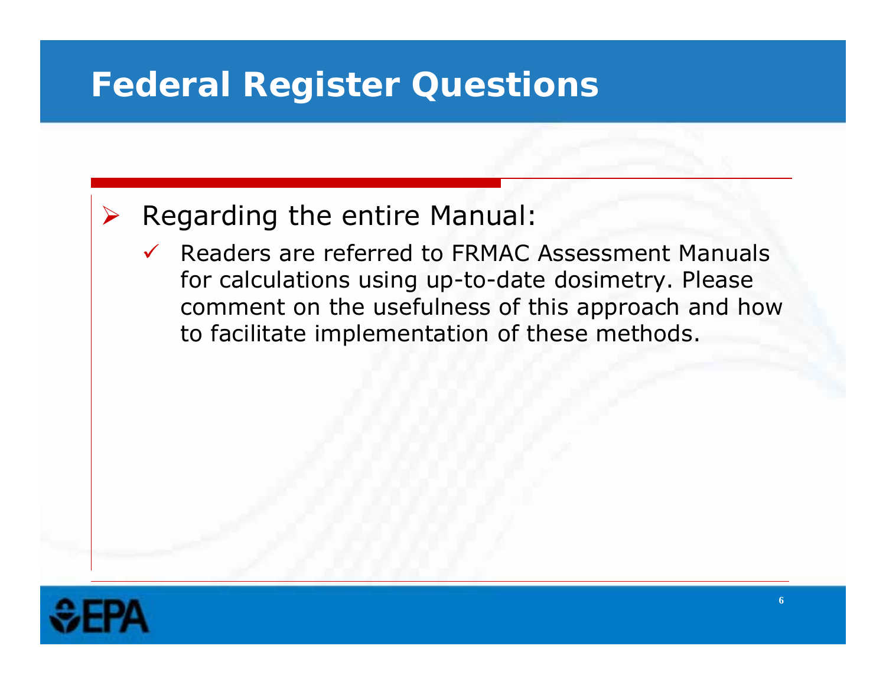# Federal Register Questions

- Regarding the entire Manual:
  - Readers are referred to FRMAC Assessment Manuals for calculations using up-to-date dosimetry. Please comment on the usefulness of this approach and how to facilitate implementation of these methods.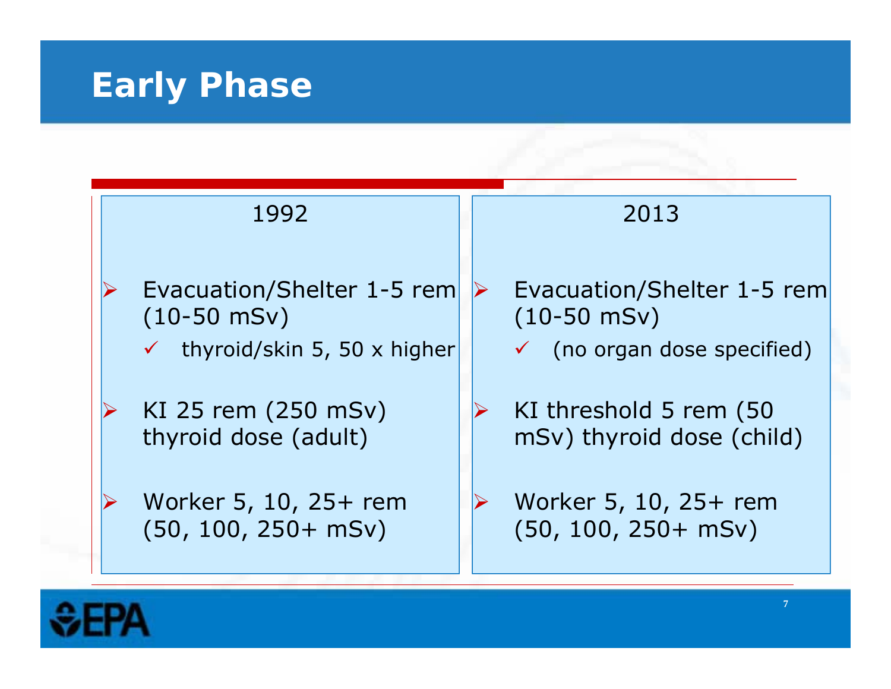# Early Phase

| 1992 | 2013 |
| --- | --- |
| Evacuation/Shelter 1-5 rem (10-50 mSv)<br>✓ thyroid/skin 5, 50 x higher | Evacuation/Shelter 1-5 rem (10-50 mSv)<br>✓ (no organ dose specified) |
| KI 25 rem (250 mSv) thyroid dose (adult) | KI threshold 5 rem (50 mSv) thyroid dose (child) |
| Worker 5, 10, 25+ rem (50, 100, 250+ mSv) | Worker 5, 10, 25+ rem (50, 100, 250+ mSv) |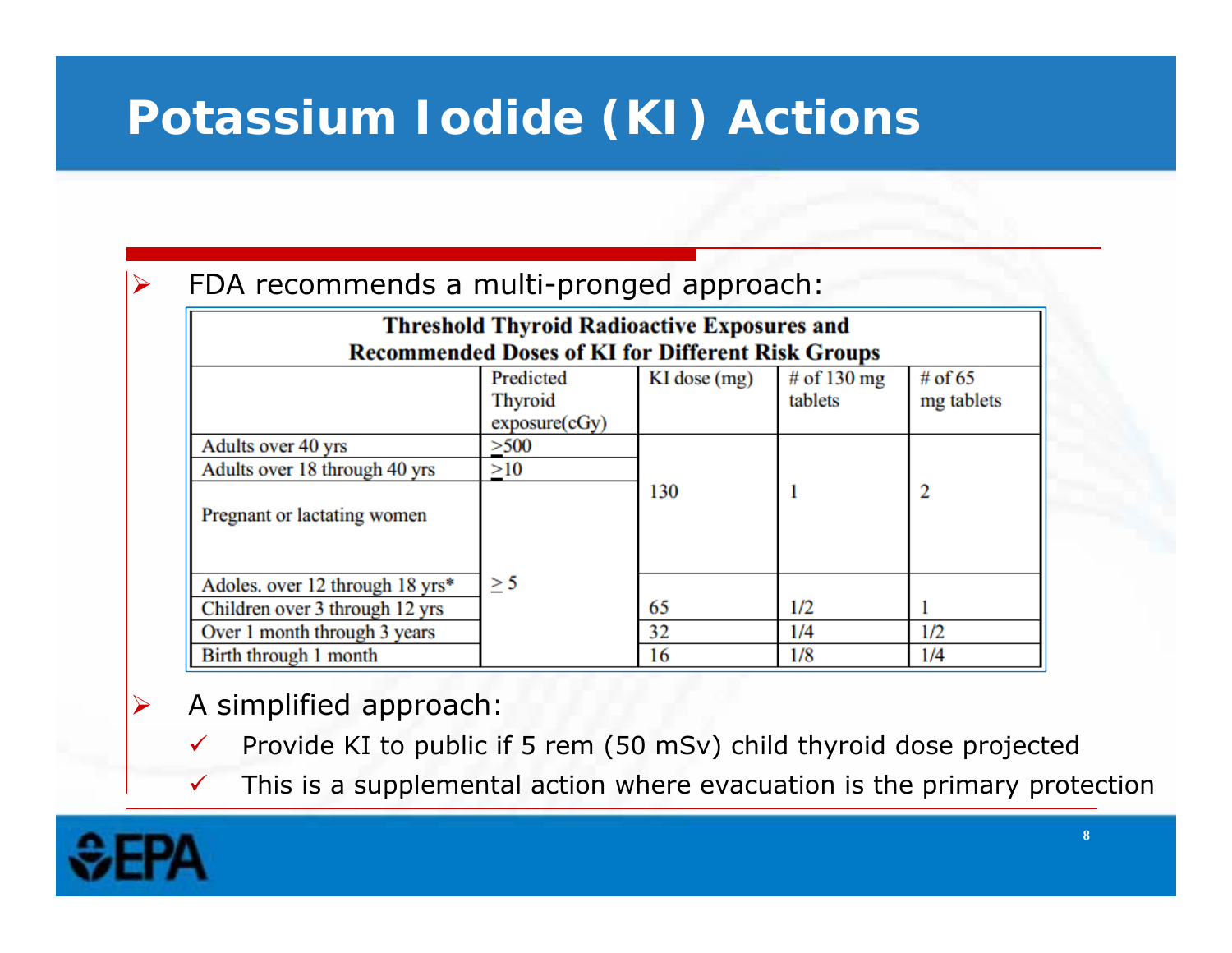# Potassium Iodide (KI) Actions

- FDA recommends a multi-pronged approach:

**Threshold Thyroid Radioactive Exposures and Recommended Doses of KI for Different Risk Groups**

| | Predicted Thyroid exposure(cGy) | KI dose (mg) | # of 130 mg tablets | # of 65 mg tablets |
|---|---|---|---|---|
| Adults over 40 yrs | ≥500 | 130 | 1 | 2 |
| Adults over 18 through 40 yrs | ≥10 | 130 | 1 | 2 |
| Pregnant or lactating women | ≥ 5 | 130 | 1 | 2 |
| Adoles. over 12 through 18 yrs* | ≥ 5 | 65 | 1/2 | 1 |
| Children over 3 through 12 yrs | ≥ 5 | 65 | 1/2 | 1 |
| Over 1 month through 3 years | ≥ 5 | 32 | 1/4 | 1/2 |
| Birth through 1 month | ≥ 5 | 16 | 1/8 | 1/4 |

- A simplified approach:
  - ✓ Provide KI to public if 5 rem (50 mSv) child thyroid dose projected
  - ✓ This is a supplemental action where evacuation is the primary protection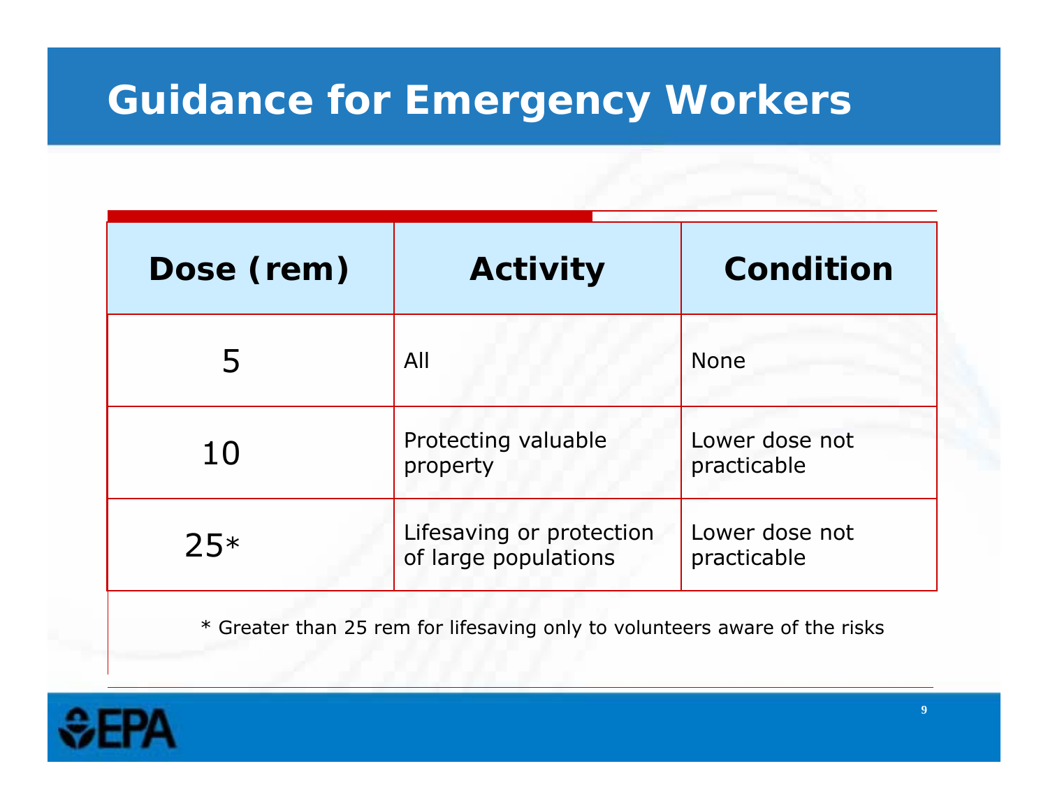# Guidance for Emergency Workers

| Dose (rem) | Activity | Condition |
| --- | --- | --- |
| 5 | All | None |
| 10 | Protecting valuable property | Lower dose not practicable |
| 25* | Lifesaving or protection of large populations | Lower dose not practicable |

* Greater than 25 rem for lifesaving only to volunteers aware of the risks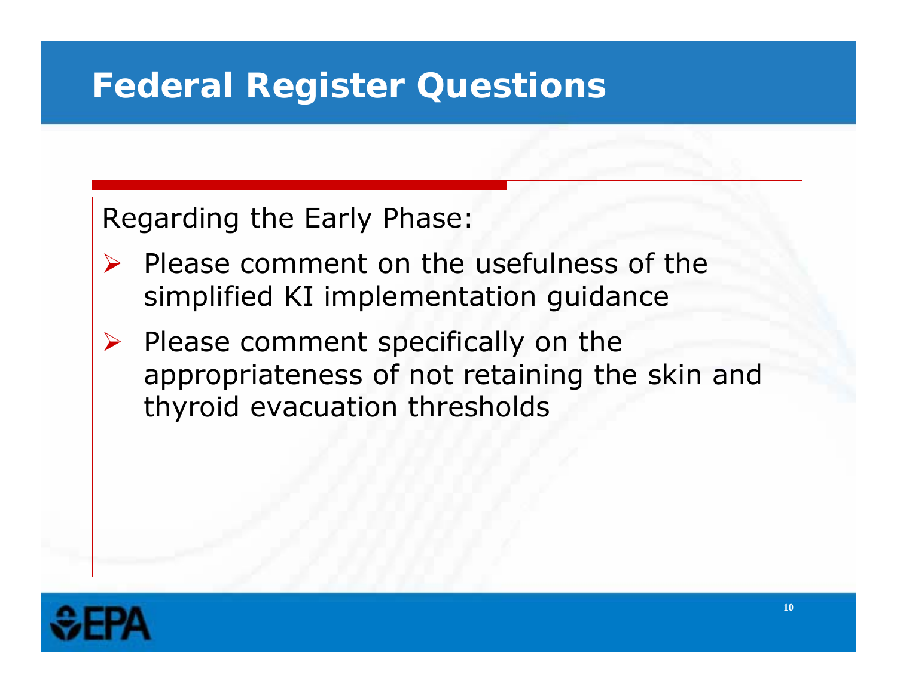# Federal Register Questions

Regarding the Early Phase:

- Please comment on the usefulness of the simplified KI implementation guidance
- Please comment specifically on the appropriateness of not retaining the skin and thyroid evacuation thresholds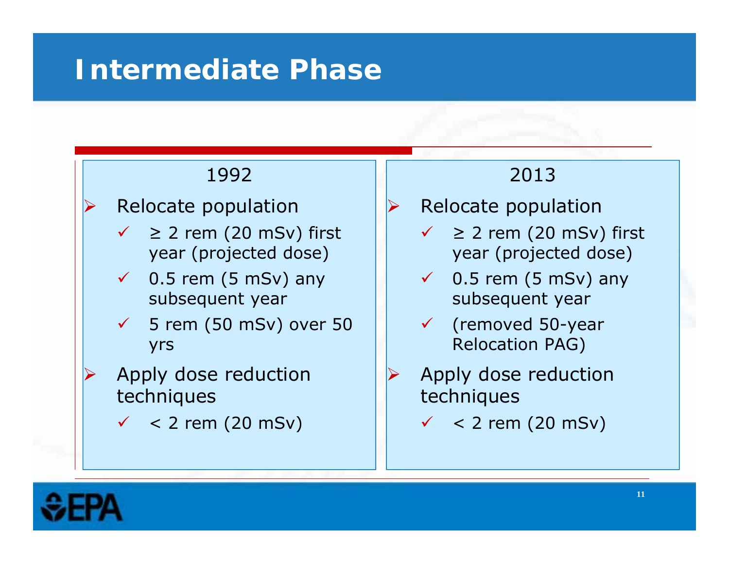# Intermediate Phase

## 1992

- Relocate population
  - ≥ 2 rem (20 mSv) first year (projected dose)
  - 0.5 rem (5 mSv) any subsequent year
  - 5 rem (50 mSv) over 50 yrs
- Apply dose reduction techniques
  - < 2 rem (20 mSv)

## 2013

- Relocate population
  - ≥ 2 rem (20 mSv) first year (projected dose)
  - 0.5 rem (5 mSv) any subsequent year
  - (removed 50-year Relocation PAG)
- Apply dose reduction techniques
  - < 2 rem (20 mSv)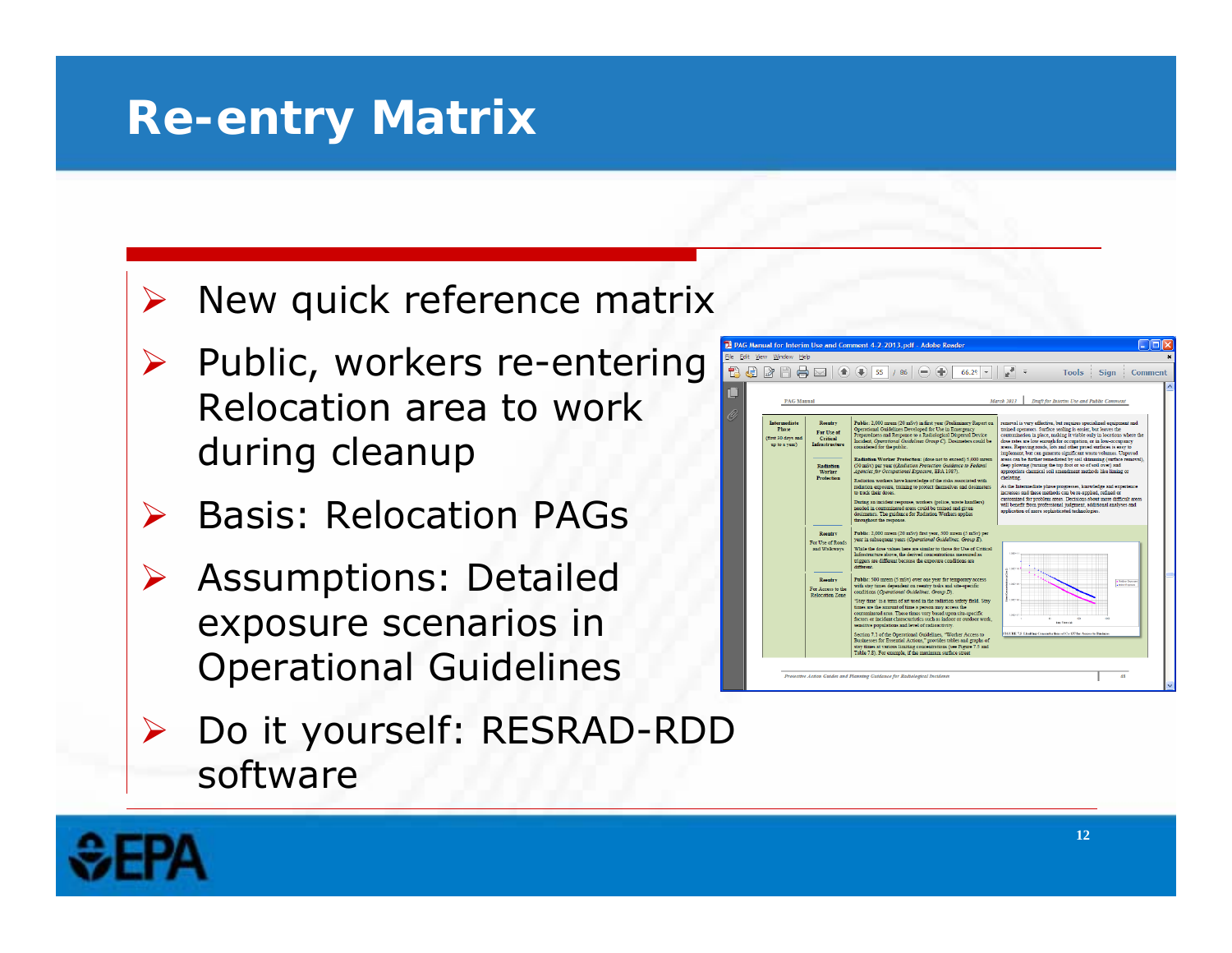# Re-entry Matrix

- New quick reference matrix
- Public, workers re-entering Relocation area to work during cleanup
- Basis: Relocation PAGs
- Assumptions: Detailed exposure scenarios in Operational Guidelines
- Do it yourself: RESRAD-RDD software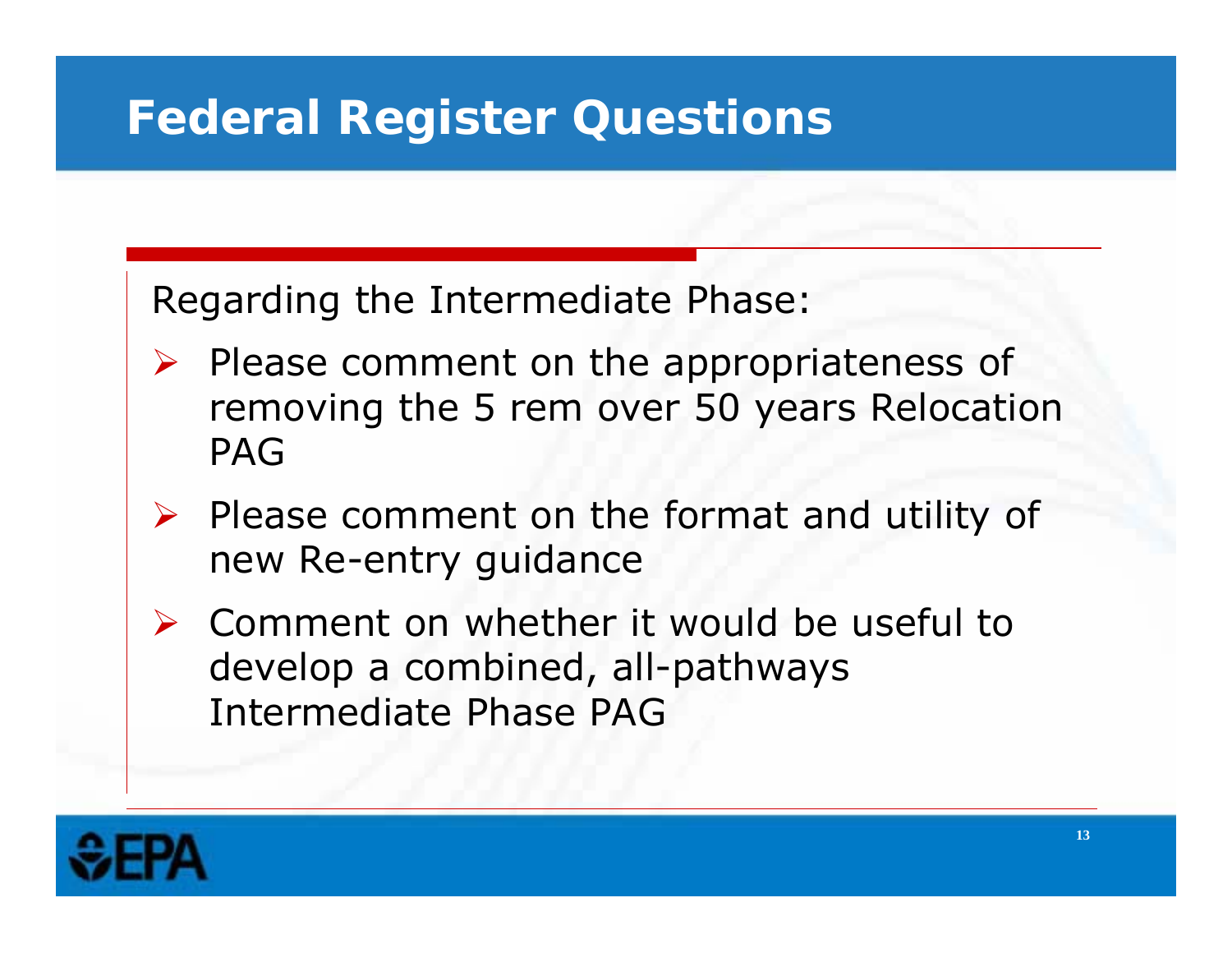# Federal Register Questions

Regarding the Intermediate Phase:

- Please comment on the appropriateness of removing the 5 rem over 50 years Relocation PAG
- Please comment on the format and utility of new Re-entry guidance
- Comment on whether it would be useful to develop a combined, all-pathways Intermediate Phase PAG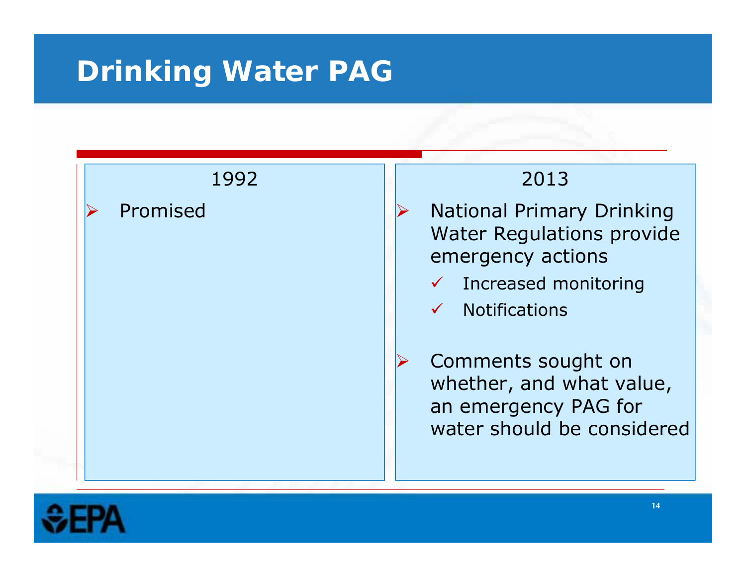# Drinking Water PAG

| 1992 | 2013 |
|---|---|
| Promised | National Primary Drinking Water Regulations provide emergency actions |

## 1992

- Promised

## 2013

- National Primary Drinking Water Regulations provide emergency actions
  - ✓ Increased monitoring
  - ✓ Notifications
- Comments sought on whether, and what value, an emergency PAG for water should be considered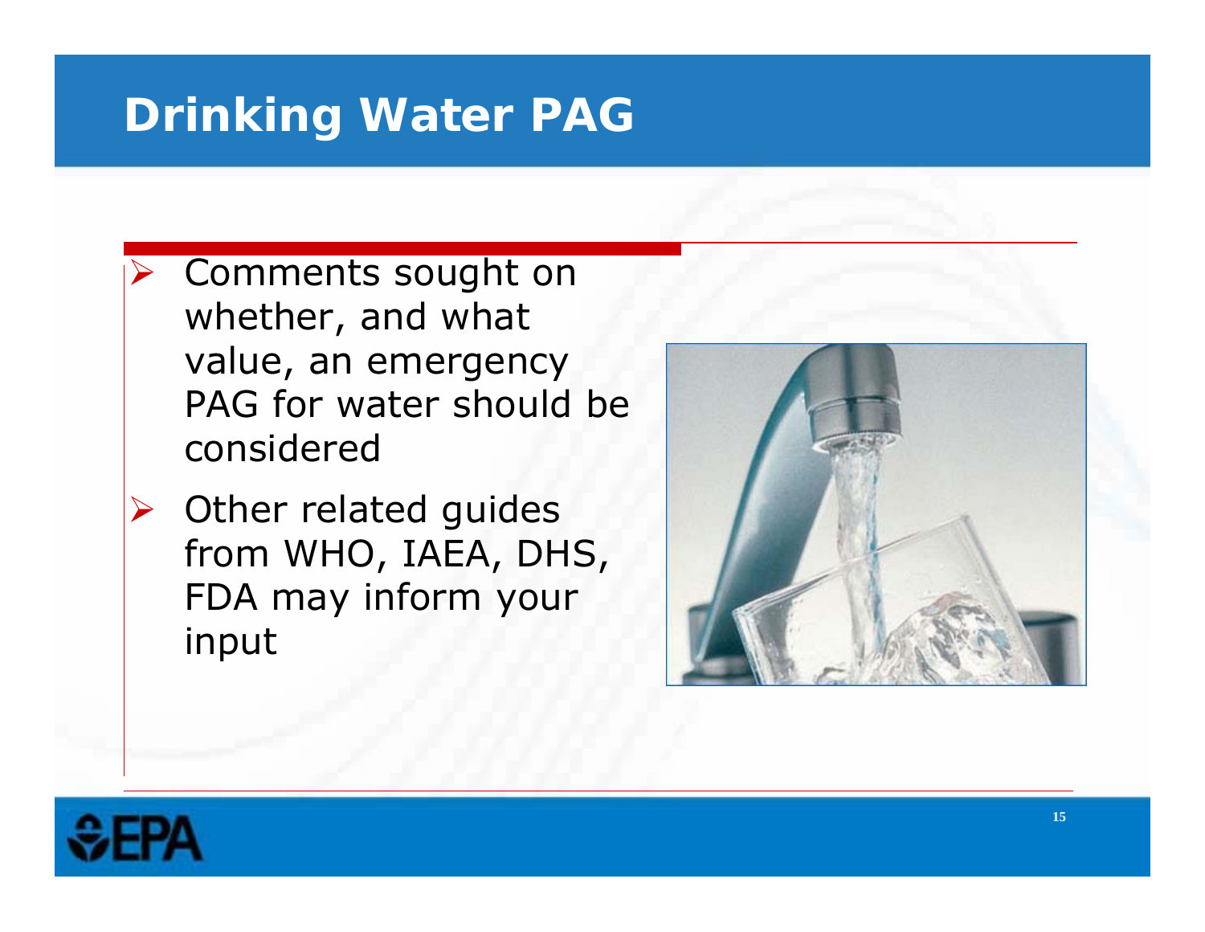# Drinking Water PAG

- Comments sought on whether, and what value, an emergency PAG for water should be considered
- Other related guides from WHO, IAEA, DHS, FDA may inform your input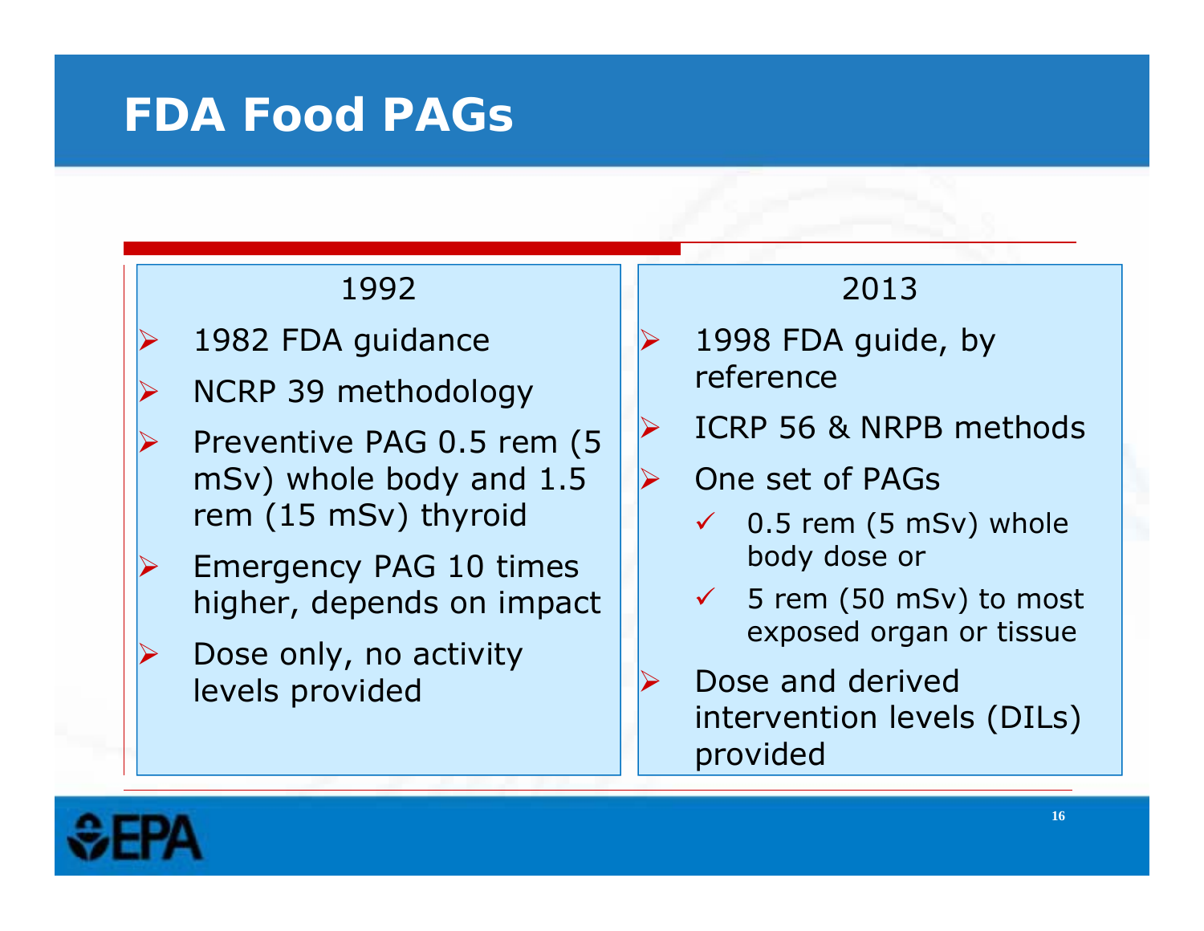# FDA Food PAGs

## 1992

- 1982 FDA guidance
- NCRP 39 methodology
- Preventive PAG 0.5 rem (5 mSv) whole body and 1.5 rem (15 mSv) thyroid
- Emergency PAG 10 times higher, depends on impact
- Dose only, no activity levels provided

## 2013

- 1998 FDA guide, by reference
- ICRP 56 & NRPB methods
- One set of PAGs
  - ✓ 0.5 rem (5 mSv) whole body dose or
  - ✓ 5 rem (50 mSv) to most exposed organ or tissue
- Dose and derived intervention levels (DILs) provided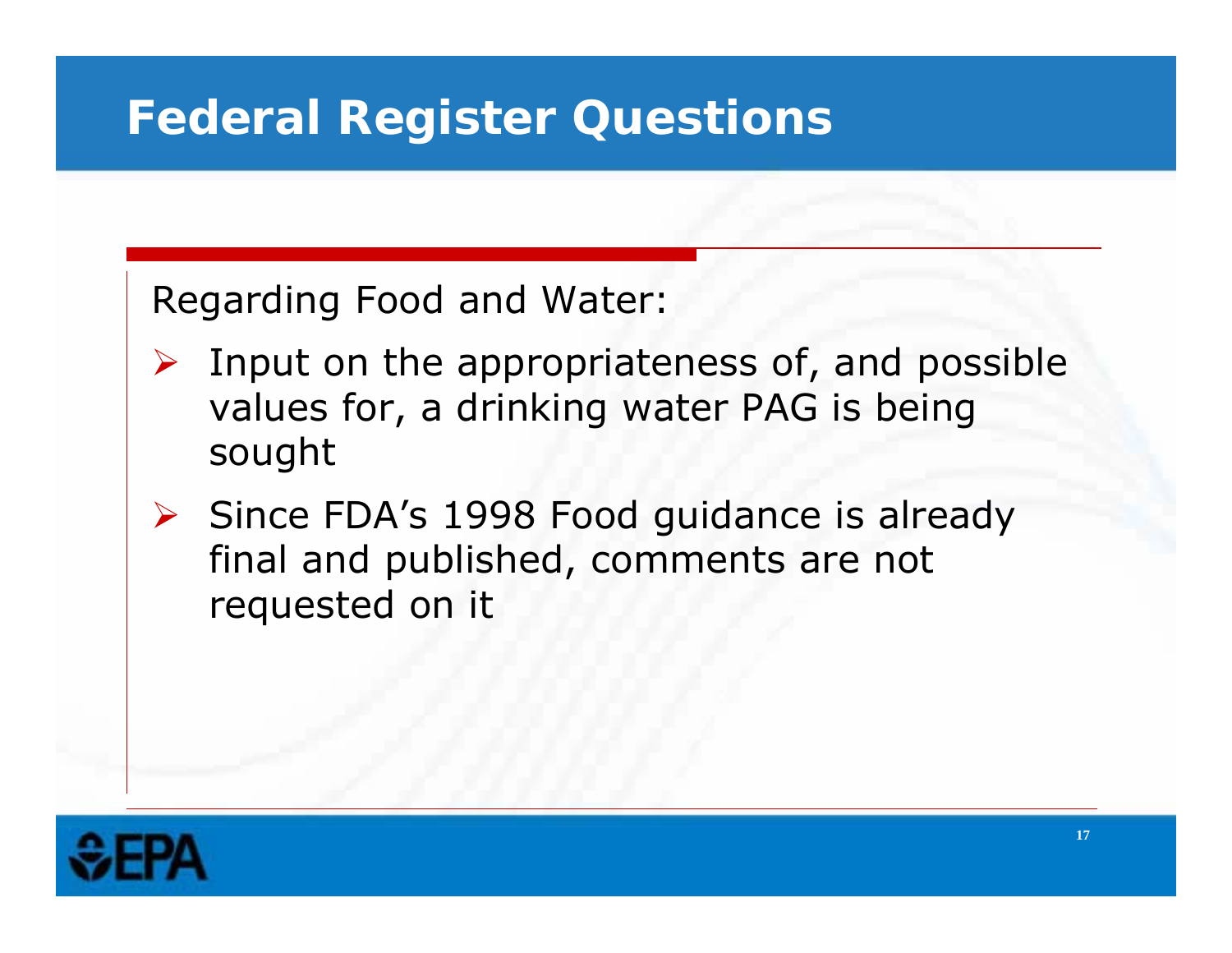# Federal Register Questions

Regarding Food and Water:

- Input on the appropriateness of, and possible values for, a drinking water PAG is being sought
- Since FDA's 1998 Food guidance is already final and published, comments are not requested on it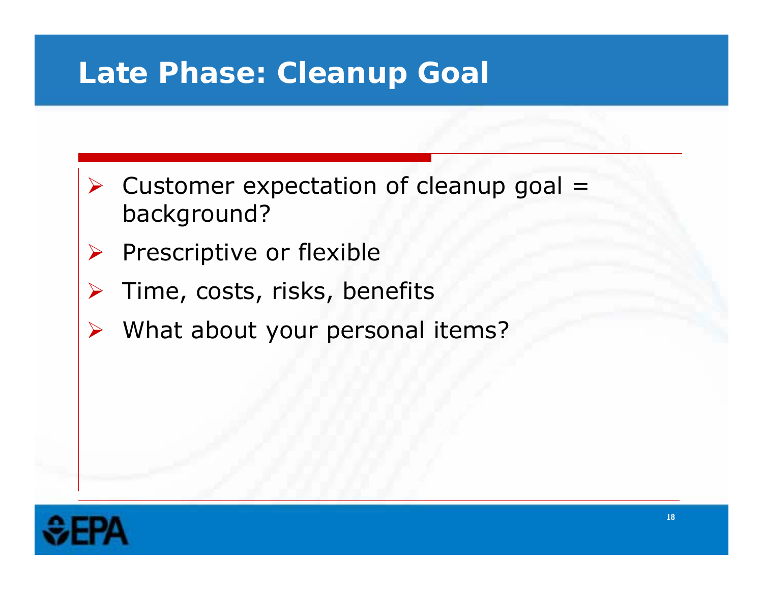# Late Phase: Cleanup Goal

- Customer expectation of cleanup goal = background?
- Prescriptive or flexible
- Time, costs, risks, benefits
- What about your personal items?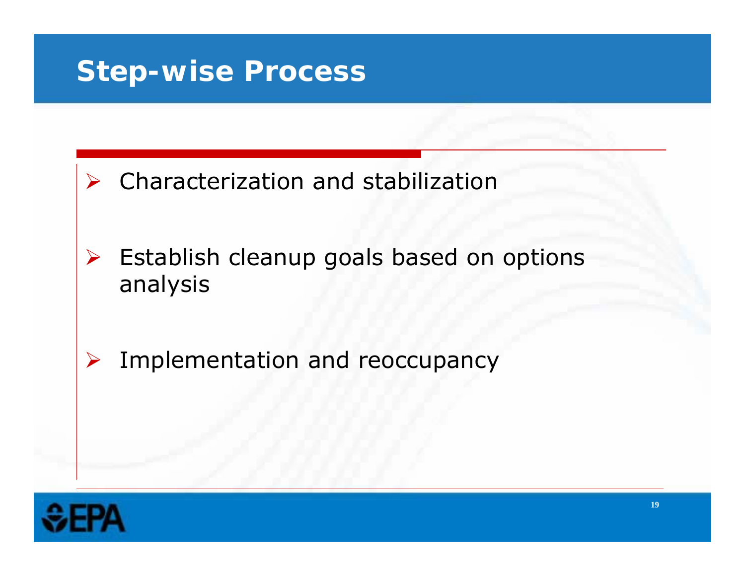# Step-wise Process

- Characterization and stabilization
- Establish cleanup goals based on options analysis
- Implementation and reoccupancy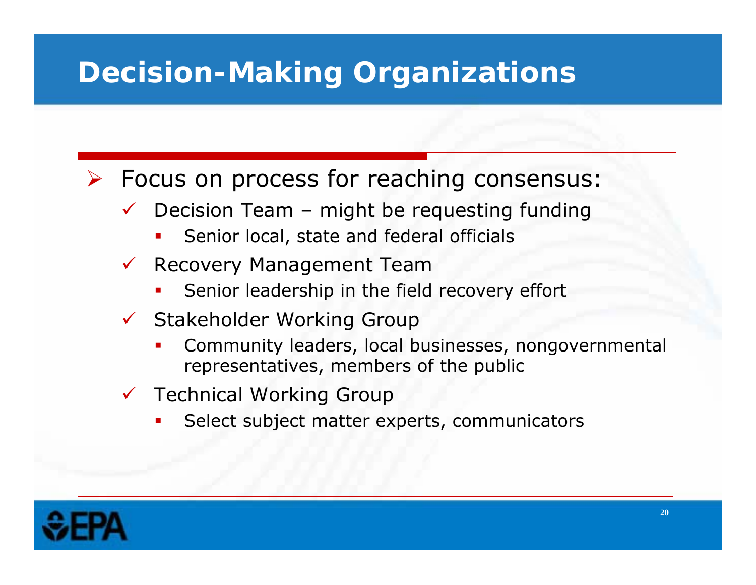# Decision-Making Organizations

- Focus on process for reaching consensus:
  - Decision Team – might be requesting funding
    - Senior local, state and federal officials
  - Recovery Management Team
    - Senior leadership in the field recovery effort
  - Stakeholder Working Group
    - Community leaders, local businesses, nongovernmental representatives, members of the public
  - Technical Working Group
    - Select subject matter experts, communicators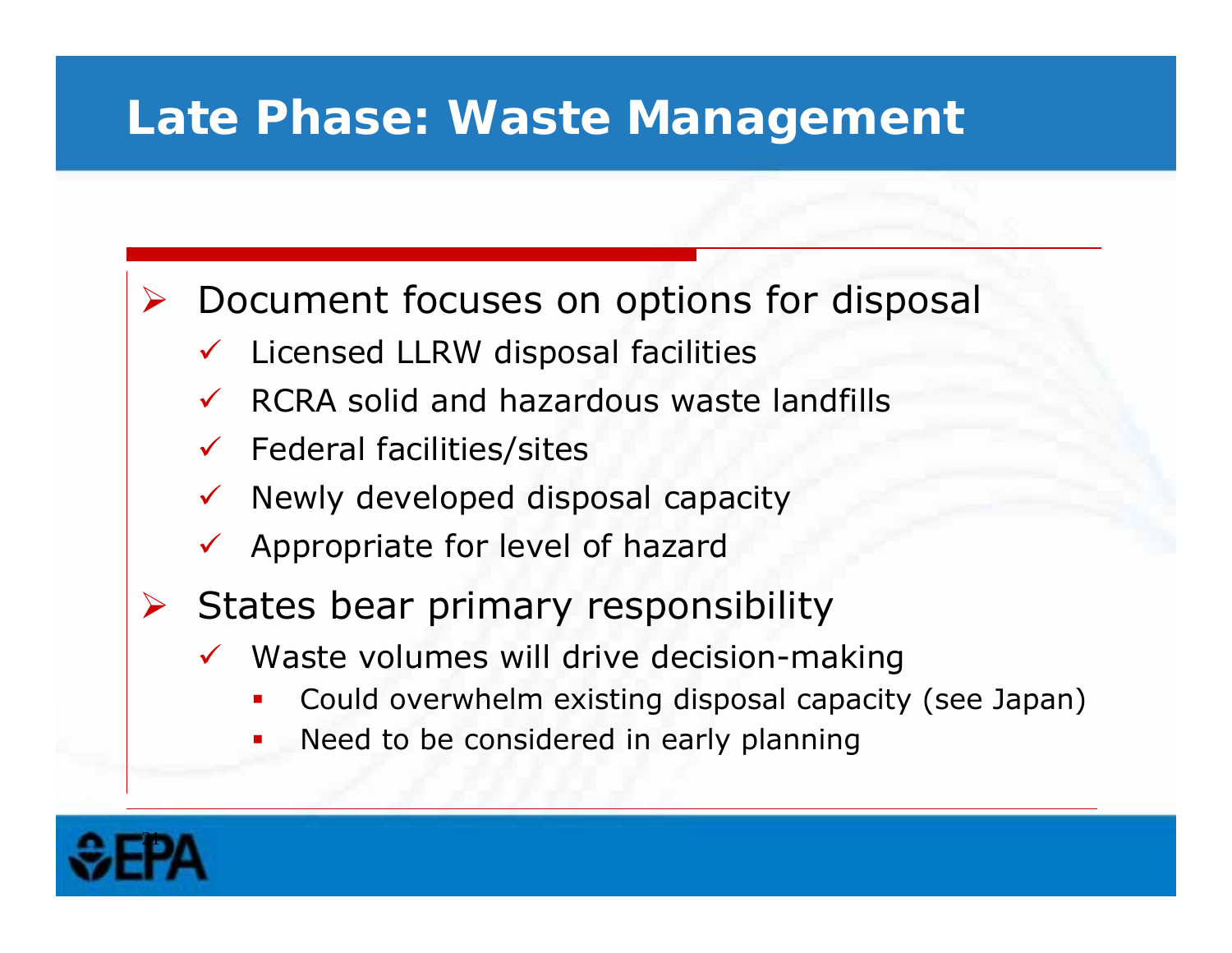# Late Phase: Waste Management

- Document focuses on options for disposal
  - Licensed LLRW disposal facilities
  - RCRA solid and hazardous waste landfills
  - Federal facilities/sites
  - Newly developed disposal capacity
  - Appropriate for level of hazard
- States bear primary responsibility
  - Waste volumes will drive decision-making
    - Could overwhelm existing disposal capacity (see Japan)
    - Need to be considered in early planning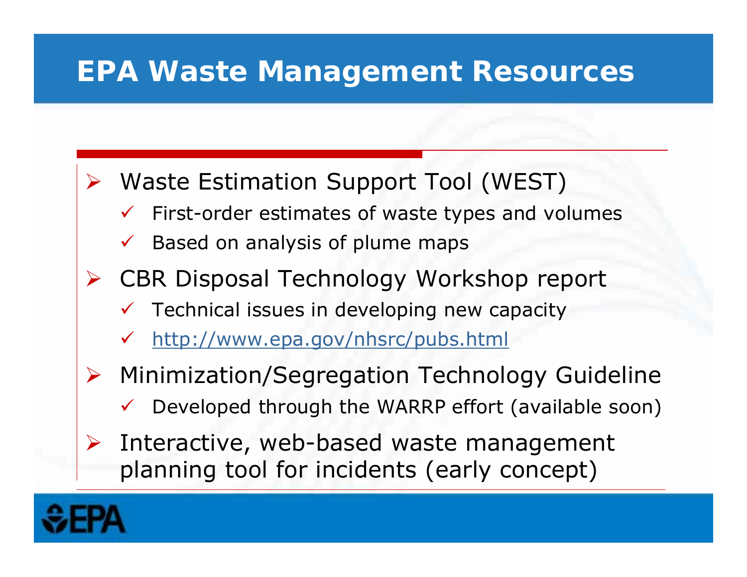# EPA Waste Management Resources

- Waste Estimation Support Tool (WEST)
  - First-order estimates of waste types and volumes
  - Based on analysis of plume maps
- CBR Disposal Technology Workshop report
  - Technical issues in developing new capacity
  - http://www.epa.gov/nhsrc/pubs.html
- Minimization/Segregation Technology Guideline
  - Developed through the WARRP effort (available soon)
- Interactive, web-based waste management planning tool for incidents (early concept)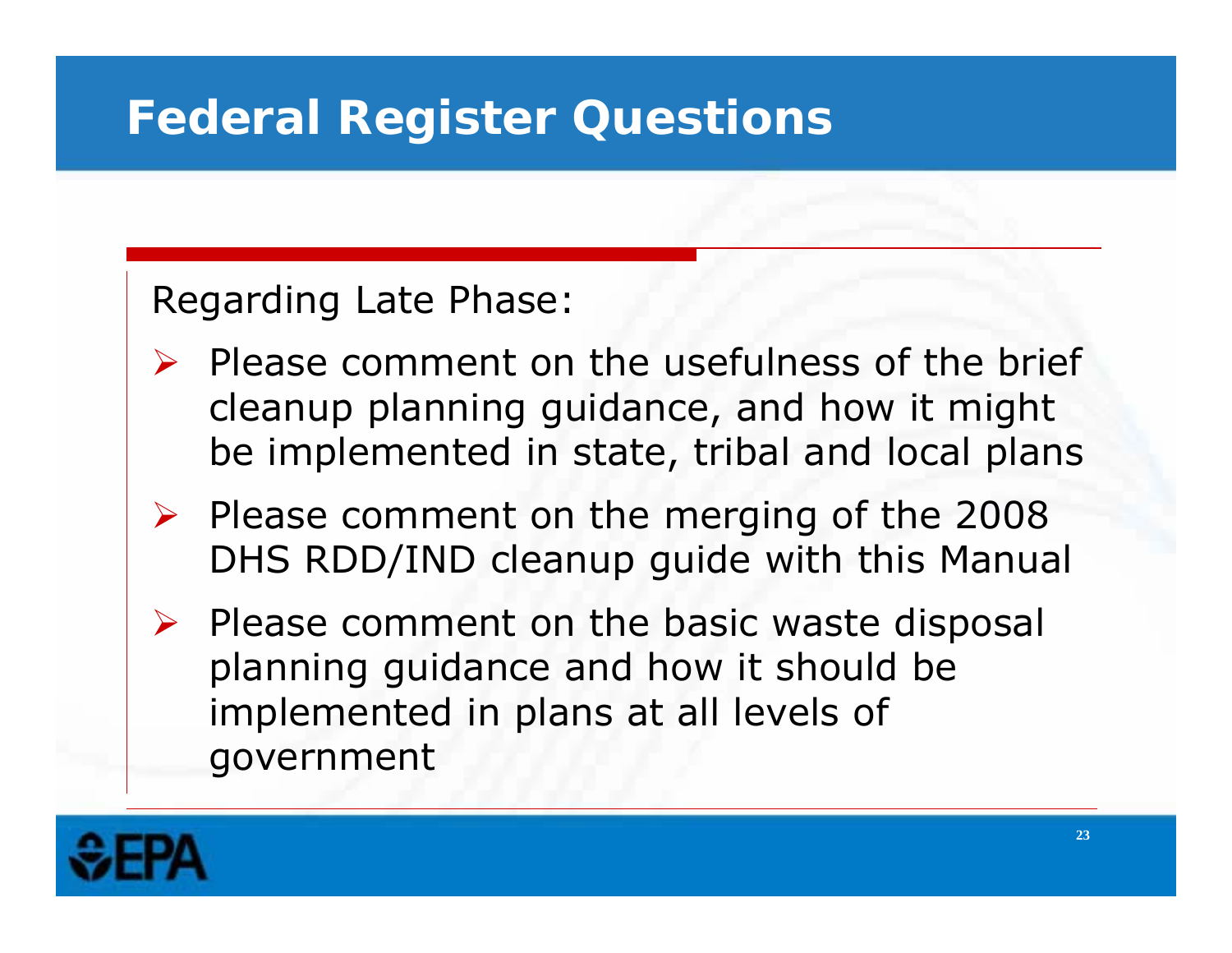# Federal Register Questions

Regarding Late Phase:

- Please comment on the usefulness of the brief cleanup planning guidance, and how it might be implemented in state, tribal and local plans
- Please comment on the merging of the 2008 DHS RDD/IND cleanup guide with this Manual
- Please comment on the basic waste disposal planning guidance and how it should be implemented in plans at all levels of government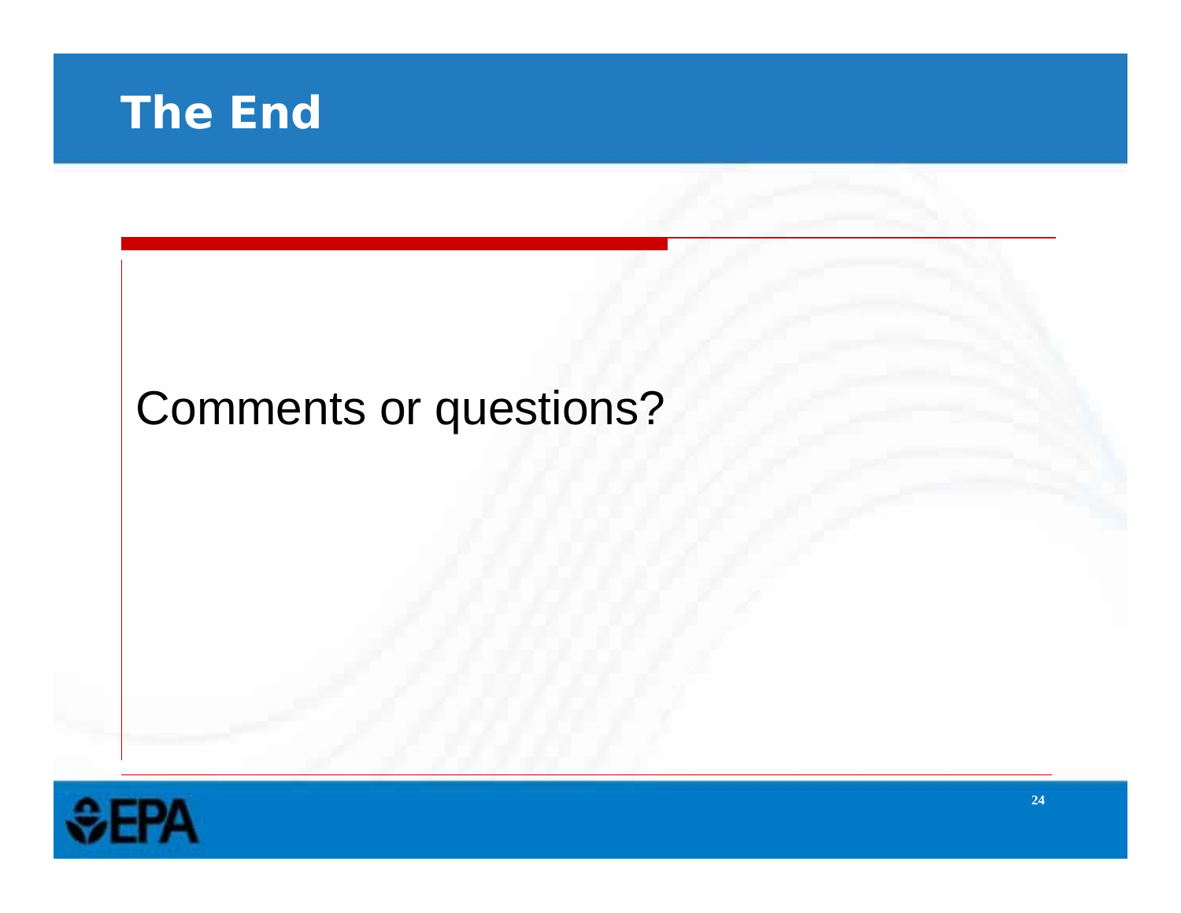# The End

Comments or questions?